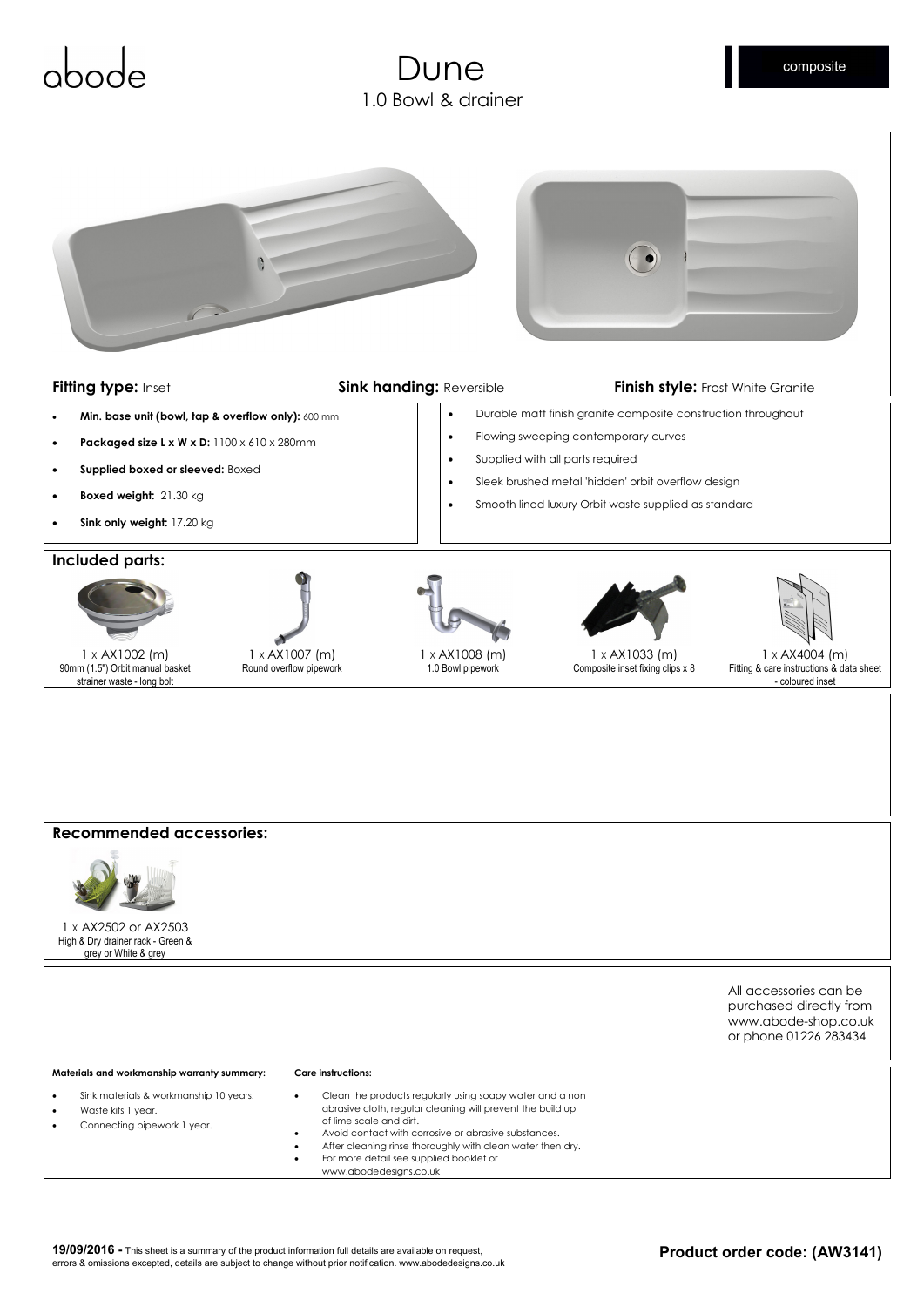abode

# Dune

1.0 Bowl & drainer

composite

**Fitting type:** Inset **Sink handing:** Reversible **Finish style:** Frost White Granite

- **Min. base unit (bowl, tap & overflow only):** 600 mm
- **Packaged size L x W x D:** 1100 x 610 x 280mm
- **Supplied boxed or sleeved:** Boxed
- **Boxed weight:** 21.30 kg
- **Sink only weight:** 17.20 kg

- Durable matt finish granite composite construction throughout
- Flowing sweeping contemporary curves
- Supplied with all parts required
- Sleek brushed metal 'hidden' orbit overflow design
- Smooth lined luxury Orbit waste supplied as standard

## Included parts:

1 x AX1002 (m)
90mm (1.5") Orbit manual basket strainer waste - long bolt

1 x AX1007 (m)
Round overflow pipework

1 x AX1008 (m)
1.0 Bowl pipework

1 x AX1033 (m)
Composite inset fixing clips x 8

1 x AX4004 (m)
Fitting & care instructions & data sheet - coloured inset

## Recommended accessories:

1 x AX2502 or AX2503
High & Dry drainer rack - Green & grey or White & grey

All accessories can be purchased directly from www.abode-shop.co.uk or phone 01226 283434

**Materials and workmanship warranty summary:**

- Sink materials & workmanship 10 years.
- Waste kits 1 year.
- Connecting pipework 1 year.

**Care instructions:**

- Clean the products regularly using soapy water and a non abrasive cloth, regular cleaning will prevent the build up of lime scale and dirt.
- Avoid contact with corrosive or abrasive substances.
- After cleaning rinse thoroughly with clean water then dry.
- For more detail see supplied booklet or www.abodedesigns.co.uk

**19/09/2016 -** This sheet is a summary of the product information full details are available on request, errors & omissions excepted, details are subject to change without prior notification. www.abodedesigns.co.uk

**Product order code: (AW3141)**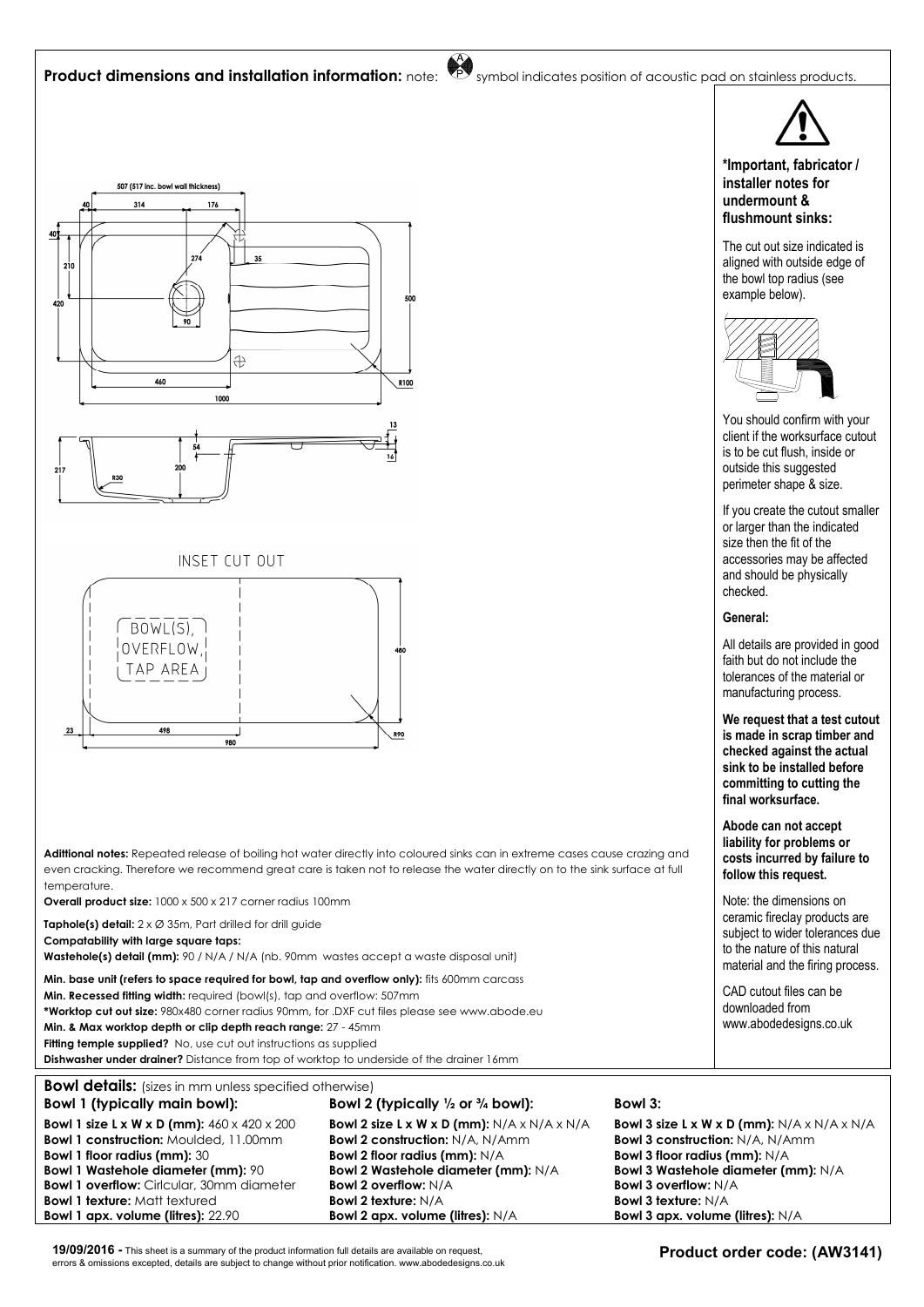**Product dimensions and installation information:** note: symbol indicates position of acoustic pad on stainless products.

507 (517 inc. bowl wall thickness)
40
314
176
40
210
274
35
420
90
500
460
R100
1000
13
54
16
217
200
R30

INSET CUT OUT

BOWL(S), OVERFLOW, TAP AREA

480
23
498
980
R90

**\*Important, fabricator / installer notes for undermount & flushmount sinks:**

The cut out size indicated is aligned with outside edge of the bowl top radius (see example below).

You should confirm with your client if the worksurface cutout is to be cut flush, inside or outside this suggested perimeter shape & size.

If you create the cutout smaller or larger than the indicated size then the fit of the accessories may be affected and should be physically checked.

**General:**

All details are provided in good faith but do not include the tolerances of the material or manufacturing process.

**We request that a test cutout is made in scrap timber and checked against the actual sink to be installed before committing to cutting the final worksurface.**

**Abode can not accept liability for problems or costs incurred by failure to follow this request.**

Note: the dimensions on ceramic fireclay products are subject to wider tolerances due to the nature of this natural material and the firing process.

CAD cutout files can be downloaded from www.abodedesigns.co.uk

**Adittional notes:** Repeated release of boiling hot water directly into coloured sinks can in extreme cases cause crazing and even cracking. Therefore we recommend great care is taken not to release the water directly on to the sink surface at full temperature.

**Overall product size:** 1000 x 500 x 217 corner radius 100mm

**Taphole(s) detail:** 2 x Ø 35m, Part drilled for drill guide

**Compatability with large square taps:**

**Wastehole(s) detail (mm):** 90 / N/A / N/A (nb. 90mm wastes accept a waste disposal unit)

**Min. base unit (refers to space required for bowl, tap and overflow only):** fits 600mm carcass

**Min. Recessed fitting width:** required (bowl(s), tap and overflow: 507mm

**\*Worktop cut out size:** 980x480 corner radius 90mm, for .DXF cut files please see www.abode.eu

**Min. & Max worktop depth or clip depth reach range:** 27 - 45mm

**Fitting temple supplied?** No, use cut out instructions as supplied

**Dishwasher under drainer?** Distance from top of worktop to underside of the drainer 16mm

**Bowl details:** (sizes in mm unless specified otherwise)

| Bowl 1 (typically main bowl): | Bowl 2 (typically ½ or ¾ bowl): | Bowl 3: |
|---|---|---|
| **Bowl 1 size L x W x D (mm):** 460 x 420 x 200 | **Bowl 2 size L x W x D (mm):** N/A x N/A x N/A | **Bowl 3 size L x W x D (mm):** N/A x N/A x N/A |
| **Bowl 1 construction:** Moulded, 11.00mm | **Bowl 2 construction:** N/A, N/Amm | **Bowl 3 construction:** N/A, N/Amm |
| **Bowl 1 floor radius (mm):** 30 | **Bowl 2 floor radius (mm):** N/A | **Bowl 3 floor radius (mm):** N/A |
| **Bowl 1 Wastehole diameter (mm):** 90 | **Bowl 2 Wastehole diameter (mm):** N/A | **Bowl 3 Wastehole diameter (mm):** N/A |
| **Bowl 1 overflow:** Cirlcular, 30mm diameter | **Bowl 2 overflow:** N/A | **Bowl 3 overflow:** N/A |
| **Bowl 1 texture:** Matt textured | **Bowl 2 texture:** N/A | **Bowl 3 texture:** N/A |
| **Bowl 1 apx. volume (litres):** 22.90 | **Bowl 2 apx. volume (litres):** N/A | **Bowl 3 apx. volume (litres):** N/A |

**19/09/2016 -** This sheet is a summary of the product information full details are available on request, errors & omissions excepted, details are subject to change without prior notification. www.abodedesigns.co.uk

**Product order code: (AW3141)**